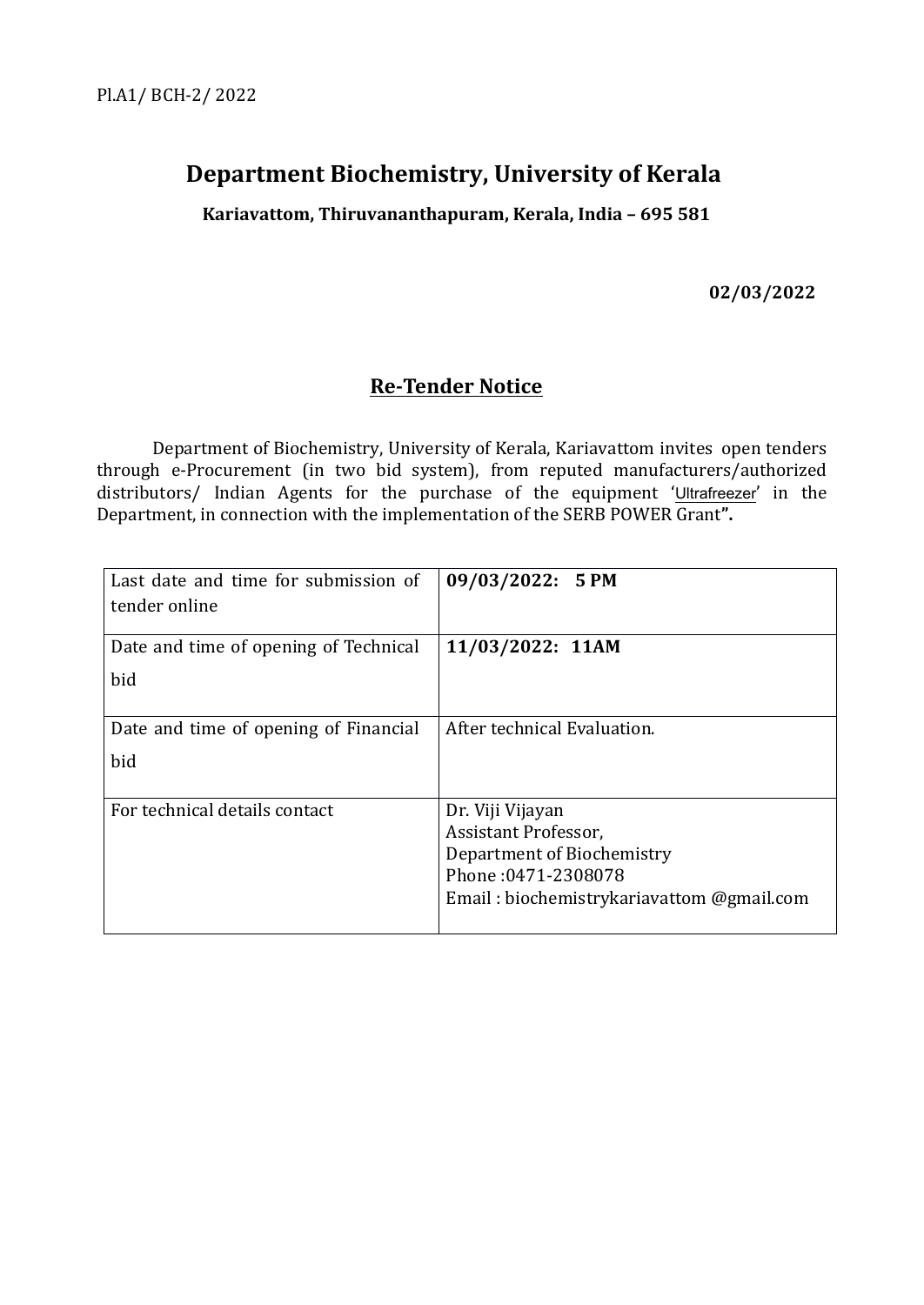Pl.A1/ BCH-2/ 2022

# Department Biochemistry, University of Kerala

**Kariavattom, Thiruvananthapuram, Kerala, India – 695 581**

**02/03/2022**

## Re-Tender Notice

Department of Biochemistry, University of Kerala, Kariavattom invites open tenders through e-Procurement (in two bid system), from reputed manufacturers/authorized distributors/ Indian Agents for the purchase of the equipment 'Ultrafreezer' in the Department, in connection with the implementation of the SERB POWER Grant**".**

| | |
|---|---|
| Last date and time for submission of tender online | **09/03/2022: 5 PM** |
| Date and time of opening of Technical bid | **11/03/2022: 11AM** |
| Date and time of opening of Financial bid | After technical Evaluation. |
| For technical details contact | Dr. Viji Vijayan<br>Assistant Professor,<br>Department of Biochemistry<br>Phone :0471-2308078<br>Email : biochemistrykariavattom @gmail.com |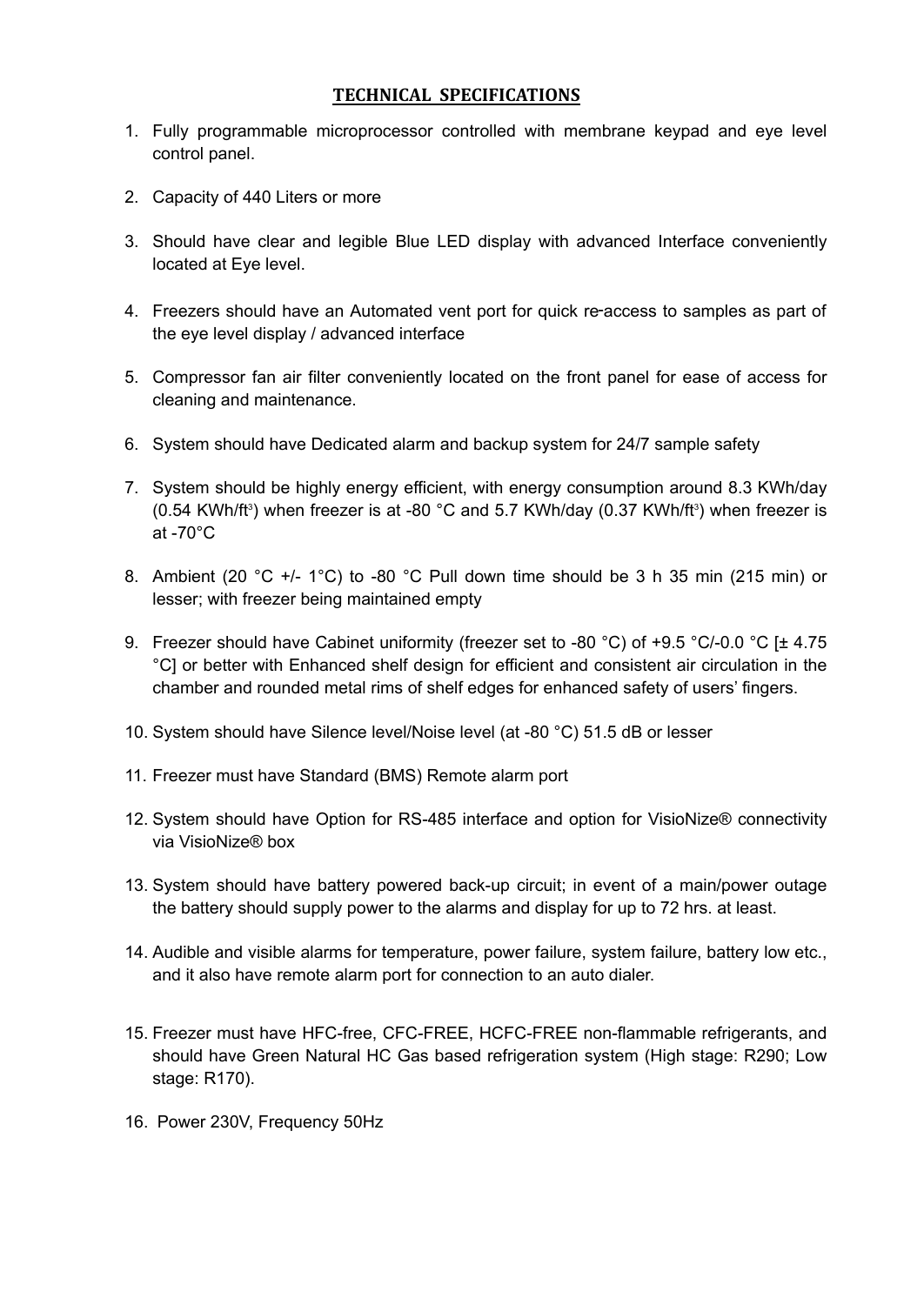## **TECHNICAL SPECIFICATIONS**

1. Fully programmable microprocessor controlled with membrane keypad and eye level control panel.

2. Capacity of 440 Liters or more

3. Should have clear and legible Blue LED display with advanced Interface conveniently located at Eye level.

4. Freezers should have an Automated vent port for quick re-access to samples as part of the eye level display / advanced interface

5. Compressor fan air filter conveniently located on the front panel for ease of access for cleaning and maintenance.

6. System should have Dedicated alarm and backup system for 24/7 sample safety

7. System should be highly energy efficient, with energy consumption around 8.3 KWh/day (0.54 KWh/ft$^3$) when freezer is at -80 °C and 5.7 KWh/day (0.37 KWh/ft$^3$) when freezer is at -70°C

8. Ambient (20 °C +/- 1°C) to -80 °C Pull down time should be 3 h 35 min (215 min) or lesser; with freezer being maintained empty

9. Freezer should have Cabinet uniformity (freezer set to -80 °C) of +9.5 °C/-0.0 °C [± 4.75 °C] or better with Enhanced shelf design for efficient and consistent air circulation in the chamber and rounded metal rims of shelf edges for enhanced safety of users' fingers.

10. System should have Silence level/Noise level (at -80 °C) 51.5 dB or lesser

11. Freezer must have Standard (BMS) Remote alarm port

12. System should have Option for RS-485 interface and option for VisioNize® connectivity via VisioNize® box

13. System should have battery powered back-up circuit; in event of a main/power outage the battery should supply power to the alarms and display for up to 72 hrs. at least.

14. Audible and visible alarms for temperature, power failure, system failure, battery low etc., and it also have remote alarm port for connection to an auto dialer.

15. Freezer must have HFC-free, CFC-FREE, HCFC-FREE non-flammable refrigerants, and should have Green Natural HC Gas based refrigeration system (High stage: R290; Low stage: R170).

16. Power 230V, Frequency 50Hz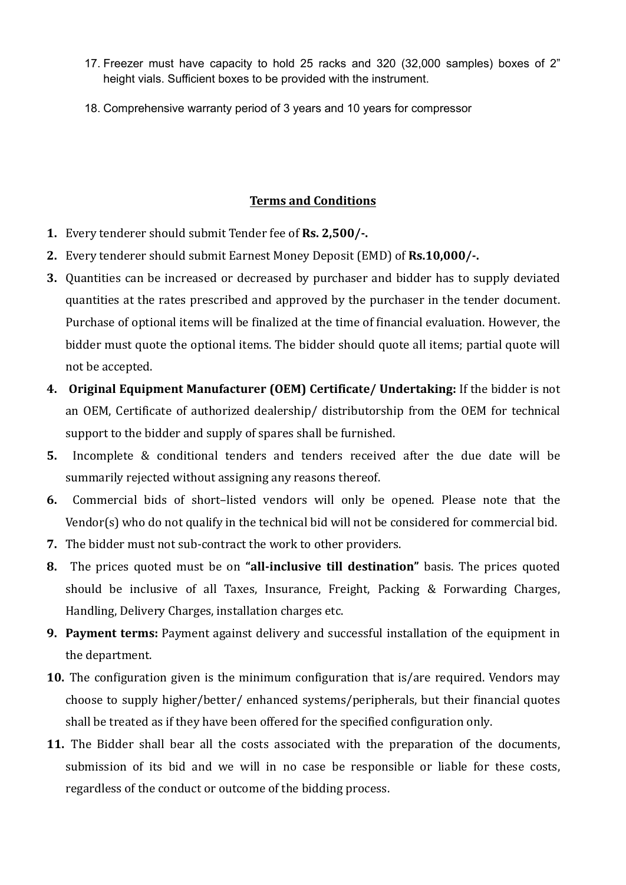17. Freezer must have capacity to hold 25 racks and 320 (32,000 samples) boxes of 2” height vials. Sufficient boxes to be provided with the instrument.
18. Comprehensive warranty period of 3 years and 10 years for compressor

## Terms and Conditions

1. Every tenderer should submit Tender fee of **Rs. 2,500/-.**
2. Every tenderer should submit Earnest Money Deposit (EMD) of **Rs.10,000/-.**
3. Quantities can be increased or decreased by purchaser and bidder has to supply deviated quantities at the rates prescribed and approved by the purchaser in the tender document. Purchase of optional items will be finalized at the time of financial evaluation. However, the bidder must quote the optional items. The bidder should quote all items; partial quote will not be accepted.
4. **Original Equipment Manufacturer (OEM) Certificate/ Undertaking:** If the bidder is not an OEM, Certificate of authorized dealership/ distributorship from the OEM for technical support to the bidder and supply of spares shall be furnished.
5. Incomplete & conditional tenders and tenders received after the due date will be summarily rejected without assigning any reasons thereof.
6. Commercial bids of short–listed vendors will only be opened. Please note that the Vendor(s) who do not qualify in the technical bid will not be considered for commercial bid.
7. The bidder must not sub-contract the work to other providers.
8. The prices quoted must be on **“all-inclusive till destination”** basis. The prices quoted should be inclusive of all Taxes, Insurance, Freight, Packing & Forwarding Charges, Handling, Delivery Charges, installation charges etc.
9. **Payment terms:** Payment against delivery and successful installation of the equipment in the department.
10. The configuration given is the minimum configuration that is/are required. Vendors may choose to supply higher/better/ enhanced systems/peripherals, but their financial quotes shall be treated as if they have been offered for the specified configuration only.
11. The Bidder shall bear all the costs associated with the preparation of the documents, submission of its bid and we will in no case be responsible or liable for these costs, regardless of the conduct or outcome of the bidding process.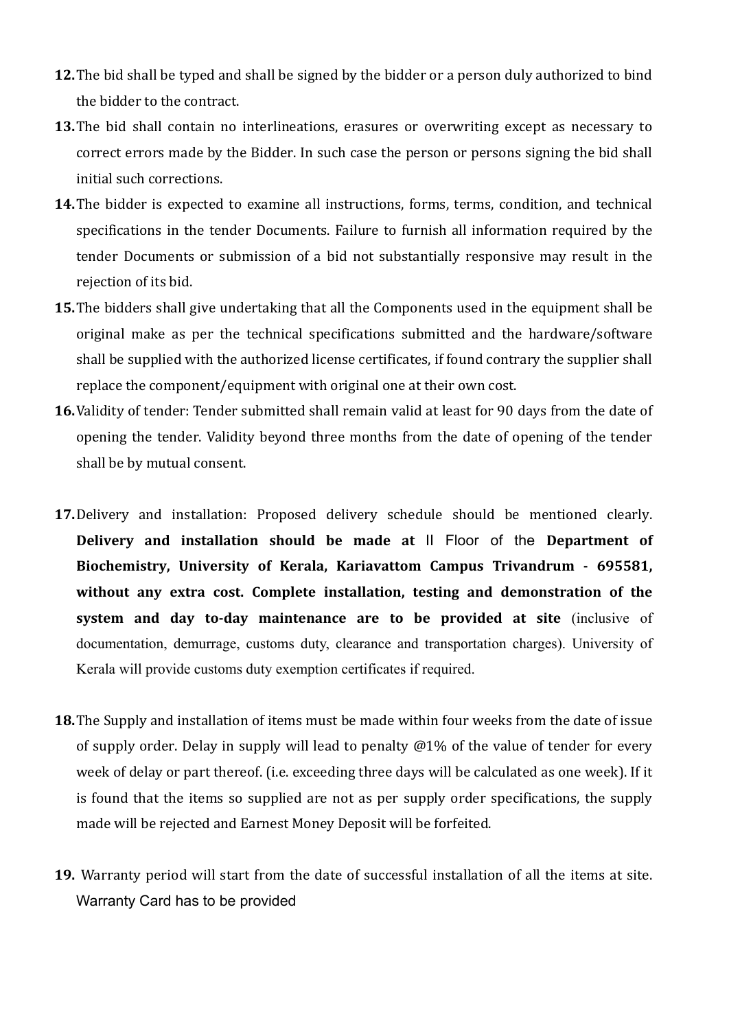12. The bid shall be typed and shall be signed by the bidder or a person duly authorized to bind the bidder to the contract.
13. The bid shall contain no interlineations, erasures or overwriting except as necessary to correct errors made by the Bidder. In such case the person or persons signing the bid shall initial such corrections.
14. The bidder is expected to examine all instructions, forms, terms, condition, and technical specifications in the tender Documents. Failure to furnish all information required by the tender Documents or submission of a bid not substantially responsive may result in the rejection of its bid.
15. The bidders shall give undertaking that all the Components used in the equipment shall be original make as per the technical specifications submitted and the hardware/software shall be supplied with the authorized license certificates, if found contrary the supplier shall replace the component/equipment with original one at their own cost.
16. Validity of tender: Tender submitted shall remain valid at least for 90 days from the date of opening the tender. Validity beyond three months from the date of opening of the tender shall be by mutual consent.
17. Delivery and installation: Proposed delivery schedule should be mentioned clearly. **Delivery and installation should be made at** II Floor of the **Department of Biochemistry, University of Kerala, Kariavattom Campus Trivandrum - 695581, without any extra cost. Complete installation, testing and demonstration of the system and day to-day maintenance are to be provided at site** (inclusive of documentation, demurrage, customs duty, clearance and transportation charges). University of Kerala will provide customs duty exemption certificates if required.
18. The Supply and installation of items must be made within four weeks from the date of issue of supply order. Delay in supply will lead to penalty @1% of the value of tender for every week of delay or part thereof. (i.e. exceeding three days will be calculated as one week). If it is found that the items so supplied are not as per supply order specifications, the supply made will be rejected and Earnest Money Deposit will be forfeited.
19. Warranty period will start from the date of successful installation of all the items at site. Warranty Card has to be provided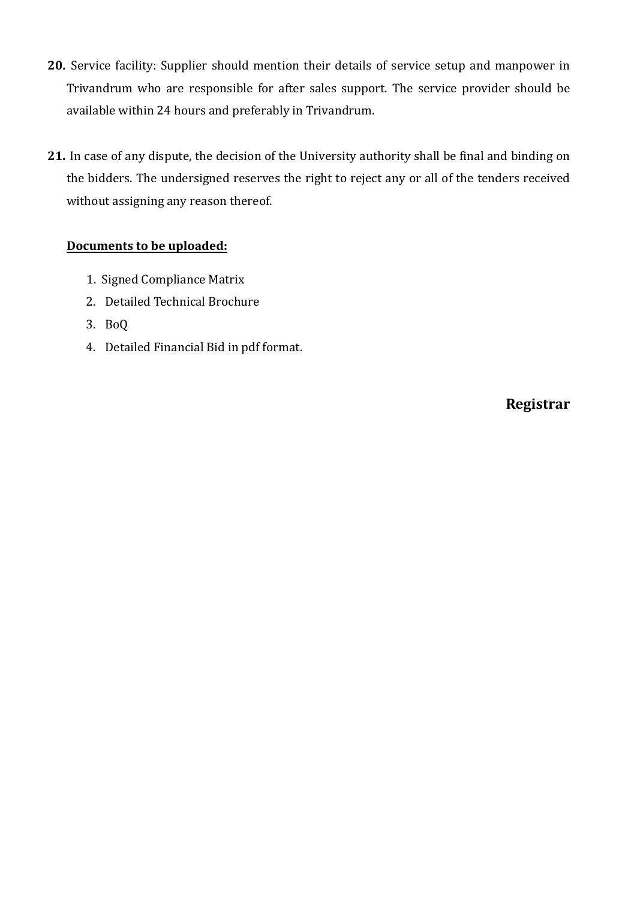**20.** Service facility: Supplier should mention their details of service setup and manpower in Trivandrum who are responsible for after sales support. The service provider should be available within 24 hours and preferably in Trivandrum.

**21.** In case of any dispute, the decision of the University authority shall be final and binding on the bidders. The undersigned reserves the right to reject any or all of the tenders received without assigning any reason thereof.

**Documents to be uploaded:**

1. Signed Compliance Matrix
2. Detailed Technical Brochure
3. BoQ
4. Detailed Financial Bid in pdf format.

**Registrar**